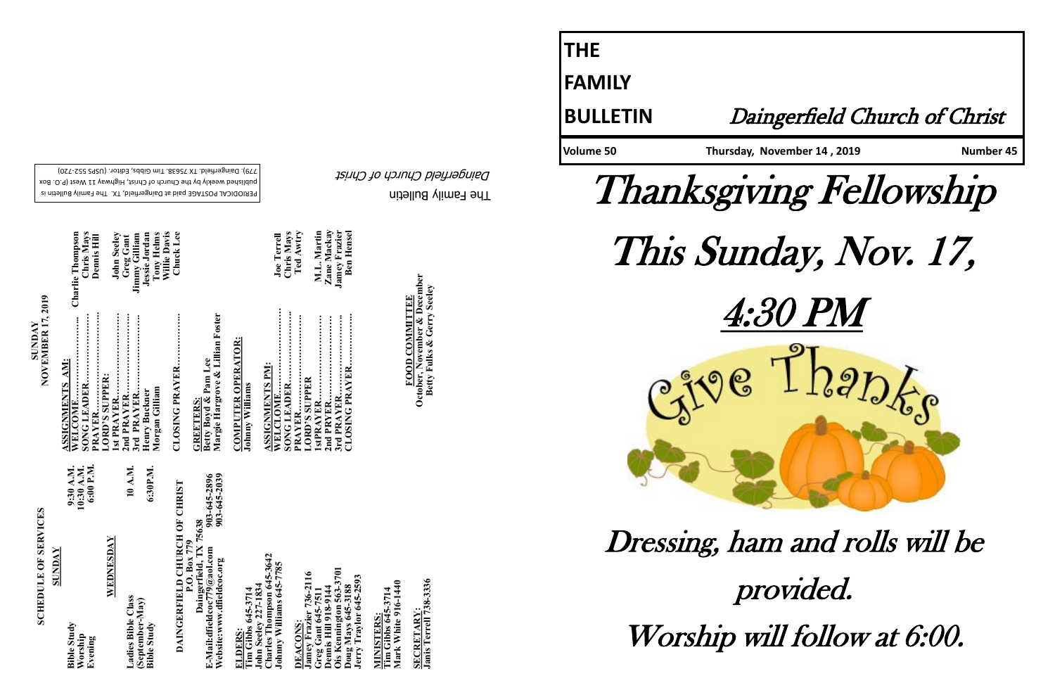# THE FAMILY BULLETIN

## Daingerfield Church of Christ

Volume 50 | Thursday, November 14 , 2019 | Number 45

# Thanksgiving Fellowship

# This Sunday, Nov. 17,

# 4:30 PM

Give Thanks

## Dressing, ham and rolls will be provided.

## Worship will follow at 6:00.

---

The Family Bulletin

*Daingerfield Church of Christ*

PERIODICAL POSTAGE paid at Daingerfield, TX. The Family Bulletin is published weekly by the Church of Christ, Highway 11 West (P.O. Box 779), Daingerfield, TX 75638. Tim Gibbs, Editor. (USPS 552-720)

---

## SCHEDULE OF SERVICES

**SUNDAY**

| | |
|---|---|
| Bible Study | 9:30 A.M. |
| Worship | 10:30 A.M. |
| Evening | 6:00 P.M. |

**WEDNESDAY**

| | |
|---|---|
| Ladies Bible Class (September-May) | 10 A.M. |
| Bible Study | 6:30P.M. |

**DAINGERFIELD CHURCH OF CHRIST**
P.O. Box 779
Daingerfield, TX 75638

E-Mail:dfieldcoc779@aol.com 903-645-2896
Website:www.dfieldcoc.org 903-645-2039

**ELDERS:**
Tim Gibbs 645-3714
John Seeley 227-1834
Charles Thompson 645-3642
Johnny Williams 645-7785

**DEACONS:**
Jamey Frazier 736-2116
Greg Gant 645-7511
Dennis Hill 918-9144
Ois Kennington 563-3701
Doug Mays 645-3188
Jerry Traylor 645-2593

**MINISTERS:**
Tim Gibbs 645-3714
Mark White 916-1440

**SECRETARY:**
Janis Terrell 738-3336

## SUNDAY NOVEMBER 17, 2019

**ASSIGNMENTS AM:**

WELCOME.......... Charlie Thompson
SONG LEADER.......... Chris Mays
PRAYER.......... Dennis Hill
LORD'S SUPPER:
1st PRAYER.......... John Seeley
2nd PRAYER.......... Greg Gant
3rd PRAYER.......... Jimmy Gilliam
Henry Buckner — Jessie Jordan
Morgan Gilliam — Tony Helms
Willie Davis
CLOSING PRAYER.......... Chuck Lee

**GREETERS:**
Betty Boyd & Pam Lee
Margie Hargrove & Lillian Foster

**COMPUTER OPERATOR:**
Johnny Williams

**ASSIGNMENTS PM:**

WELCOME.......... Joe Terrell
SONG LEADER.......... Chris Mays
PRAYER.......... Ted Awtry
LORD'S SUPPER
1stPRAYER.......... M.L. Martin
2nd PRAYER.......... Zane Mackay
3rd PRAYER.......... Jamey Frazier
CLOSING PRAYER.......... Ben Hensel

**FOOD COMMITTEE**
October, November & December
Betty Fulks & Gerry Seeley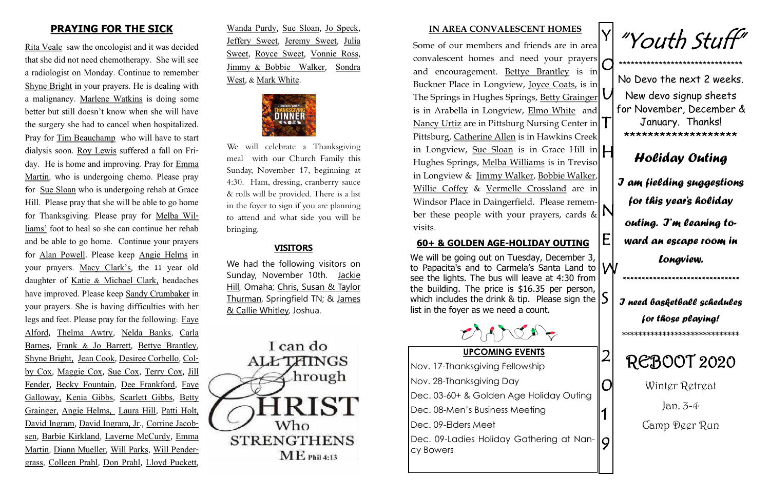## PRAYING FOR THE SICK

Rita Veale saw the oncologist and it was decided that she did not need chemotherapy. She will see a radiologist on Monday. Continue to remember Shyne Bright in your prayers. He is dealing with a malignancy. Marlene Watkins is doing some better but still doesn't know when she will have the surgery she had to cancel when hospitalized. Pray for Tim Beauchamp who will have to start dialysis soon. Roy Lewis suffered a fall on Friday. He is home and improving. Pray for Emma Martin, who is undergoing chemo. Please pray for Sue Sloan who is undergoing rehab at Grace Hill. Please pray that she will be able to go home for Thanksgiving. Please pray for Melba Williams' foot to heal so she can continue her rehab and be able to go home. Continue your prayers for Alan Powell. Please keep Angie Helms in your prayers. Macy Clark's, the 11 year old daughter of Katie & Michael Clark, headaches have improved. Please keep Sandy Crumbaker in your prayers. She is having difficulties with her legs and feet. Please pray for the following: Faye Alford, Thelma Awtry, Nelda Banks, Carla Barnes, Frank & Jo Barrett, Bettye Brantley, Shyne Bright, Jean Cook, Desiree Corbello, Colby Cox, Maggie Cox, Sue Cox, Terry Cox, Jill Fender, Becky Fountain, Dee Frankford, Faye Galloway, Kenia Gibbs, Scarlett Gibbs, Betty Grainger, Angie Helms, Laura Hill, Patti Holt, David Ingram, David Ingram, Jr., Corrine Jacobsen, Barbie Kirkland, Laverne McCurdy, Emma Martin, Diann Mueller, Will Parks, Will Pendergrass, Colleen Prahl, Don Prahl, Lloyd Puckett, Wanda Purdy, Sue Sloan, Jo Speck, Jeffery Sweet, Jeremy Sweet, Julia Sweet, Royce Sweet, Vonnie Ross, Jimmy & Bobbie Walker, Sondra West, & Mark White.

We will celebrate a Thanksgiving meal with our Church Family this Sunday, November 17, beginning at 4:30. Ham, dressing, cranberry sauce & rolls will be provided. There is a list in the foyer to sign if you are planning to attend and what side you will be bringing.

## VISITORS

We had the following visitors on Sunday, November 10th. Jackie Hill, Omaha; Chris, Susan & Taylor Thurman, Springfield TN; & James & Callie Whitley, Joshua.

I can do ALL THINGS through CHRIST Who STRENGTHENS ME Phil 4:13

## IN AREA CONVALESCENT HOMES

Some of our members and friends are in area convalescent homes and need your prayers and encouragement. Bettye Brantley is in Buckner Place in Longview, Joyce Coats, is in The Springs in Hughes Springs, Betty Grainger is in Arabella in Longview, Elmo White and Nancy Urtiz are in Pittsburg Nursing Center in Pittsburg, Catherine Allen is in Hawkins Creek in Longview, Sue Sloan is in Grace Hill in Hughes Springs, Melba Williams is in Treviso in Longview & Jimmy Walker, Bobbie Walker, Willie Coffey & Vermelle Crossland are in Windsor Place in Daingerfield. Please remember these people with your prayers, cards & visits.

## 60+ & GOLDEN AGE-HOLIDAY OUTING

We will be going out on Tuesday, December 3, to Papacita's and to Carmela's Santa Land to see the lights. The bus will leave at 4:30 from the building. The price is $16.35 per person, which includes the drink & tip. Please sign the list in the foyer as we need a count.

## UPCOMING EVENTS

Nov. 17-Thanksgiving Fellowship
Nov. 28-Thanksgiving Day
Dec. 03-60+ & Golden Age Holiday Outing
Dec. 08-Men's Business Meeting
Dec. 09-Elders Meet
Dec. 09-Ladies Holiday Gathering at Nancy Bowers

YOUTH NEWS 2019

## "Youth Stuff"

No Devo the next 2 weeks.
New devo signup sheets for November, December & January. Thanks!

### Holiday Outing

***I am fielding suggestions for this year's holiday outing. I'm leaning toward an escape room in Longview.***

***I need basketball schedules for those playing!***

## REBOOT 2020

Winter Retreat
Jan. 3-4
Camp Deer Run